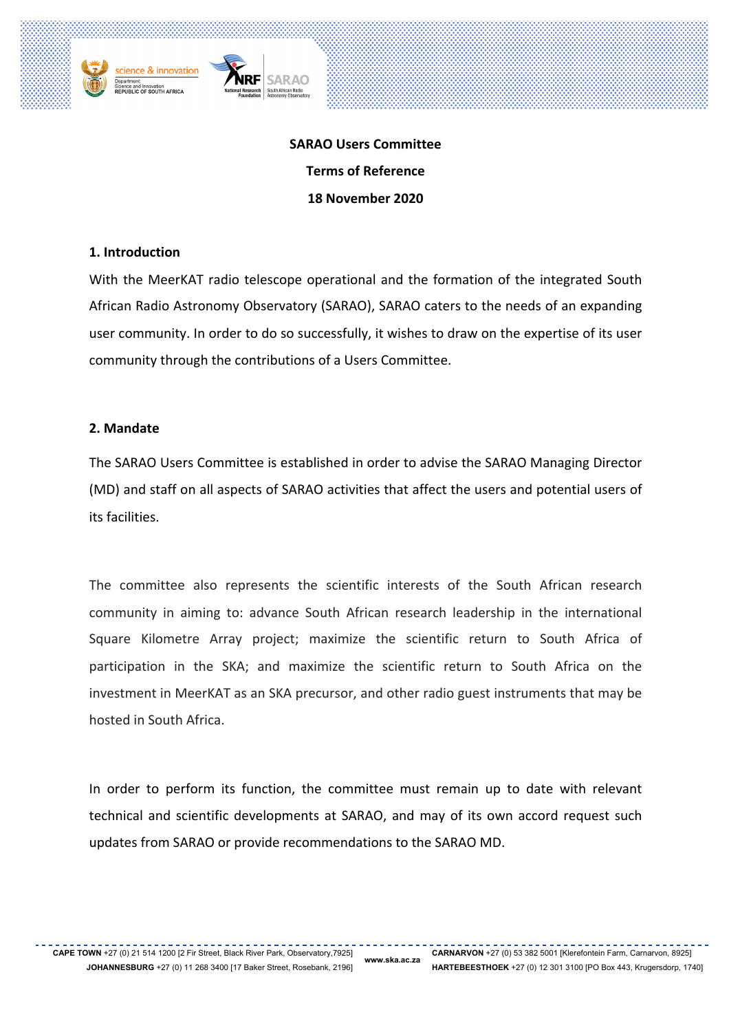**SARAO Users Committee**

**Terms of Reference**

**18 November 2020**

## 1. Introduction

With the MeerKAT radio telescope operational and the formation of the integrated South African Radio Astronomy Observatory (SARAO), SARAO caters to the needs of an expanding user community. In order to do so successfully, it wishes to draw on the expertise of its user community through the contributions of a Users Committee.

## 2. Mandate

The SARAO Users Committee is established in order to advise the SARAO Managing Director (MD) and staff on all aspects of SARAO activities that affect the users and potential users of its facilities.

The committee also represents the scientific interests of the South African research community in aiming to: advance South African research leadership in the international Square Kilometre Array project; maximize the scientific return to South Africa of participation in the SKA; and maximize the scientific return to South Africa on the investment in MeerKAT as an SKA precursor, and other radio guest instruments that may be hosted in South Africa.

In order to perform its function, the committee must remain up to date with relevant technical and scientific developments at SARAO, and may of its own accord request such updates from SARAO or provide recommendations to the SARAO MD.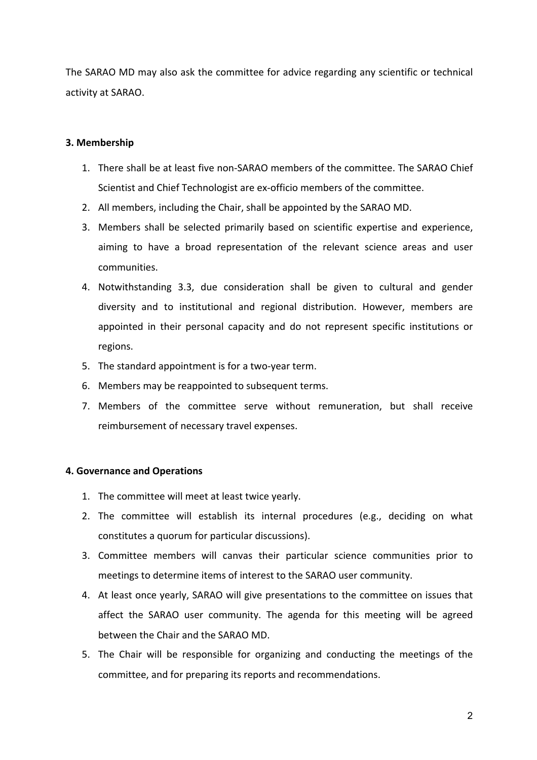The SARAO MD may also ask the committee for advice regarding any scientific or technical activity at SARAO.

**3. Membership**

1. There shall be at least five non-SARAO members of the committee. The SARAO Chief Scientist and Chief Technologist are ex-officio members of the committee.
2. All members, including the Chair, shall be appointed by the SARAO MD.
3. Members shall be selected primarily based on scientific expertise and experience, aiming to have a broad representation of the relevant science areas and user communities.
4. Notwithstanding 3.3, due consideration shall be given to cultural and gender diversity and to institutional and regional distribution. However, members are appointed in their personal capacity and do not represent specific institutions or regions.
5. The standard appointment is for a two-year term.
6. Members may be reappointed to subsequent terms.
7. Members of the committee serve without remuneration, but shall receive reimbursement of necessary travel expenses.

**4. Governance and Operations**

1. The committee will meet at least twice yearly.
2. The committee will establish its internal procedures (e.g., deciding on what constitutes a quorum for particular discussions).
3. Committee members will canvas their particular science communities prior to meetings to determine items of interest to the SARAO user community.
4. At least once yearly, SARAO will give presentations to the committee on issues that affect the SARAO user community. The agenda for this meeting will be agreed between the Chair and the SARAO MD.
5. The Chair will be responsible for organizing and conducting the meetings of the committee, and for preparing its reports and recommendations.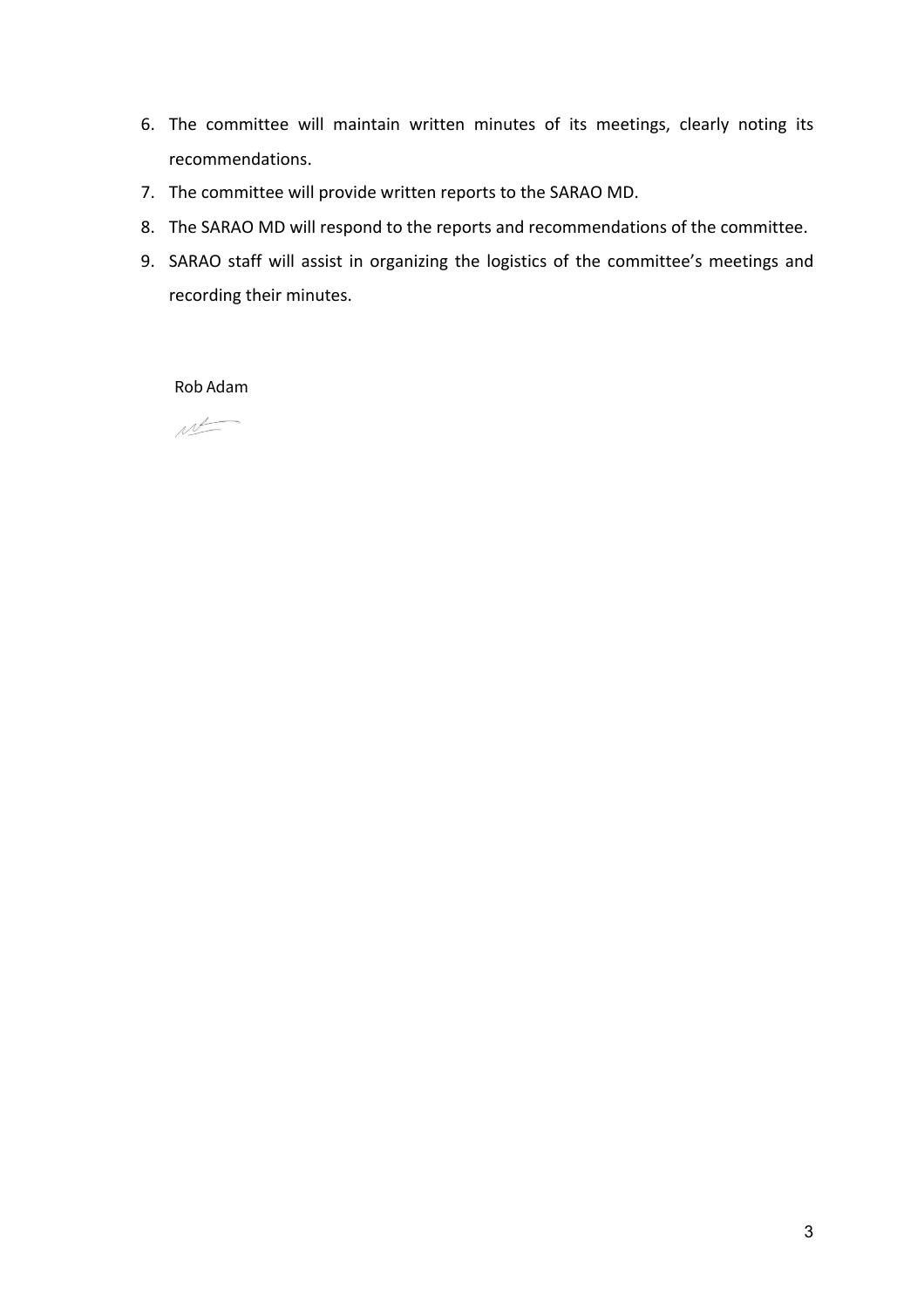6. The committee will maintain written minutes of its meetings, clearly noting its recommendations.
7. The committee will provide written reports to the SARAO MD.
8. The SARAO MD will respond to the reports and recommendations of the committee.
9. SARAO staff will assist in organizing the logistics of the committee's meetings and recording their minutes.

Rob Adam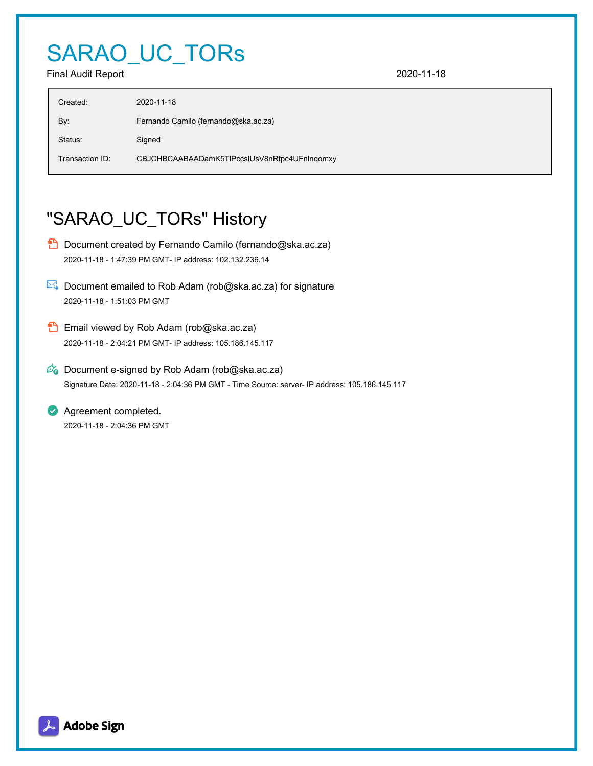# SARAO_UC_TORs

Final Audit Report 2020-11-18

| | |
|---|---|
| Created: | 2020-11-18 |
| By: | Fernando Camilo (fernando@ska.ac.za) |
| Status: | Signed |
| Transaction ID: | CBJCHBCAABAADamK5TlPccslUsV8nRfpc4UFnlnqomxy |

## "SARAO_UC_TORs" History

Document created by Fernando Camilo (fernando@ska.ac.za)
2020-11-18 - 1:47:39 PM GMT- IP address: 102.132.236.14

Document emailed to Rob Adam (rob@ska.ac.za) for signature
2020-11-18 - 1:51:03 PM GMT

Email viewed by Rob Adam (rob@ska.ac.za)
2020-11-18 - 2:04:21 PM GMT- IP address: 105.186.145.117

Document e-signed by Rob Adam (rob@ska.ac.za)
Signature Date: 2020-11-18 - 2:04:36 PM GMT - Time Source: server- IP address: 105.186.145.117

Agreement completed.
2020-11-18 - 2:04:36 PM GMT

Adobe Sign